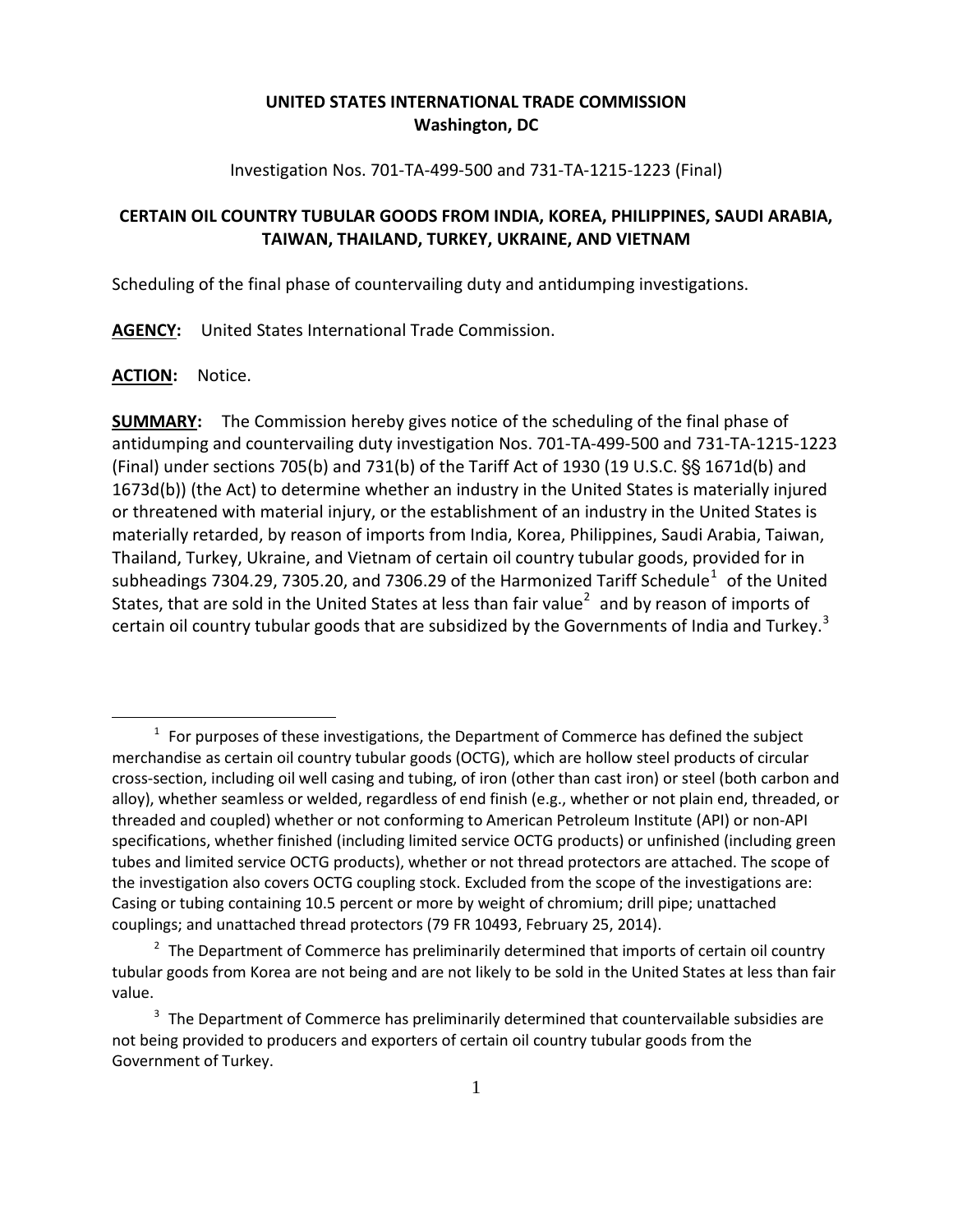**UNITED STATES INTERNATIONAL TRADE COMMISSION**
**Washington, DC**

Investigation Nos. 701-TA-499-500 and 731-TA-1215-1223 (Final)

## CERTAIN OIL COUNTRY TUBULAR GOODS FROM INDIA, KOREA, PHILIPPINES, SAUDI ARABIA, TAIWAN, THAILAND, TURKEY, UKRAINE, AND VIETNAM

Scheduling of the final phase of countervailing duty and antidumping investigations.

**AGENCY:** United States International Trade Commission.

**ACTION:** Notice.

**SUMMARY:** The Commission hereby gives notice of the scheduling of the final phase of antidumping and countervailing duty investigation Nos. 701-TA-499-500 and 731-TA-1215-1223 (Final) under sections 705(b) and 731(b) of the Tariff Act of 1930 (19 U.S.C. §§ 1671d(b) and 1673d(b)) (the Act) to determine whether an industry in the United States is materially injured or threatened with material injury, or the establishment of an industry in the United States is materially retarded, by reason of imports from India, Korea, Philippines, Saudi Arabia, Taiwan, Thailand, Turkey, Ukraine, and Vietnam of certain oil country tubular goods, provided for in subheadings 7304.29, 7305.20, and 7306.29 of the Harmonized Tariff Schedule[1] of the United States, that are sold in the United States at less than fair value[2] and by reason of imports of certain oil country tubular goods that are subsidized by the Governments of India and Turkey.[3]

[1] For purposes of these investigations, the Department of Commerce has defined the subject merchandise as certain oil country tubular goods (OCTG), which are hollow steel products of circular cross-section, including oil well casing and tubing, of iron (other than cast iron) or steel (both carbon and alloy), whether seamless or welded, regardless of end finish (e.g., whether or not plain end, threaded, or threaded and coupled) whether or not conforming to American Petroleum Institute (API) or non-API specifications, whether finished (including limited service OCTG products) or unfinished (including green tubes and limited service OCTG products), whether or not thread protectors are attached. The scope of the investigation also covers OCTG coupling stock. Excluded from the scope of the investigations are: Casing or tubing containing 10.5 percent or more by weight of chromium; drill pipe; unattached couplings; and unattached thread protectors (79 FR 10493, February 25, 2014).

[2] The Department of Commerce has preliminarily determined that imports of certain oil country tubular goods from Korea are not being and are not likely to be sold in the United States at less than fair value.

[3] The Department of Commerce has preliminarily determined that countervailable subsidies are not being provided to producers and exporters of certain oil country tubular goods from the Government of Turkey.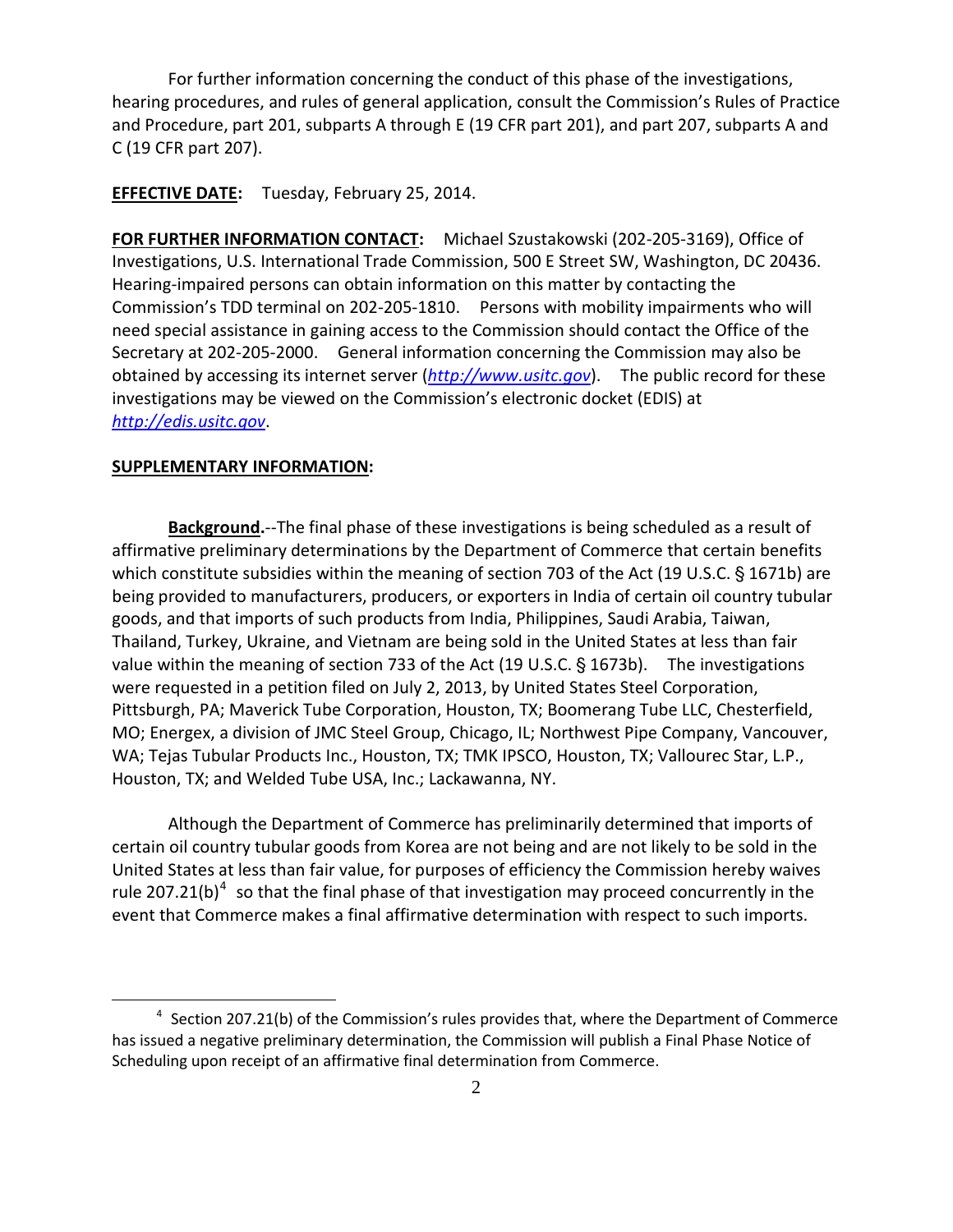For further information concerning the conduct of this phase of the investigations, hearing procedures, and rules of general application, consult the Commission's Rules of Practice and Procedure, part 201, subparts A through E (19 CFR part 201), and part 207, subparts A and C (19 CFR part 207).

**EFFECTIVE DATE:** Tuesday, February 25, 2014.

**FOR FURTHER INFORMATION CONTACT:** Michael Szustakowski (202-205-3169), Office of Investigations, U.S. International Trade Commission, 500 E Street SW, Washington, DC 20436. Hearing-impaired persons can obtain information on this matter by contacting the Commission's TDD terminal on 202-205-1810. Persons with mobility impairments who will need special assistance in gaining access to the Commission should contact the Office of the Secretary at 202-205-2000. General information concerning the Commission may also be obtained by accessing its internet server (*http://www.usitc.gov*). The public record for these investigations may be viewed on the Commission's electronic docket (EDIS) at *http://edis.usitc.gov*.

**SUPPLEMENTARY INFORMATION:**

**Background.**--The final phase of these investigations is being scheduled as a result of affirmative preliminary determinations by the Department of Commerce that certain benefits which constitute subsidies within the meaning of section 703 of the Act (19 U.S.C. § 1671b) are being provided to manufacturers, producers, or exporters in India of certain oil country tubular goods, and that imports of such products from India, Philippines, Saudi Arabia, Taiwan, Thailand, Turkey, Ukraine, and Vietnam are being sold in the United States at less than fair value within the meaning of section 733 of the Act (19 U.S.C. § 1673b). The investigations were requested in a petition filed on July 2, 2013, by United States Steel Corporation, Pittsburgh, PA; Maverick Tube Corporation, Houston, TX; Boomerang Tube LLC, Chesterfield, MO; Energex, a division of JMC Steel Group, Chicago, IL; Northwest Pipe Company, Vancouver, WA; Tejas Tubular Products Inc., Houston, TX; TMK IPSCO, Houston, TX; Vallourec Star, L.P., Houston, TX; and Welded Tube USA, Inc.; Lackawanna, NY.

Although the Department of Commerce has preliminarily determined that imports of certain oil country tubular goods from Korea are not being and are not likely to be sold in the United States at less than fair value, for purposes of efficiency the Commission hereby waives rule 207.21(b)[4] so that the final phase of that investigation may proceed concurrently in the event that Commerce makes a final affirmative determination with respect to such imports.

[4] Section 207.21(b) of the Commission's rules provides that, where the Department of Commerce has issued a negative preliminary determination, the Commission will publish a Final Phase Notice of Scheduling upon receipt of an affirmative final determination from Commerce.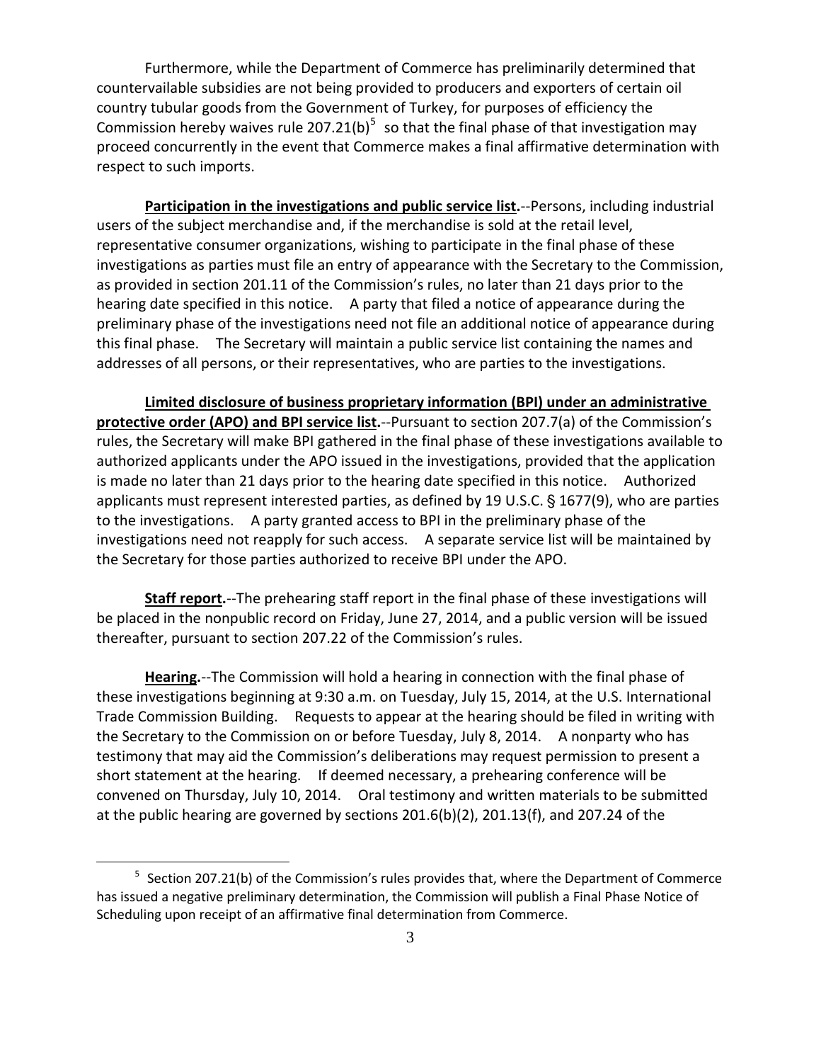Furthermore, while the Department of Commerce has preliminarily determined that countervailable subsidies are not being provided to producers and exporters of certain oil country tubular goods from the Government of Turkey, for purposes of efficiency the Commission hereby waives rule 207.21(b)[5] so that the final phase of that investigation may proceed concurrently in the event that Commerce makes a final affirmative determination with respect to such imports.

**Participation in the investigations and public service list.**--Persons, including industrial users of the subject merchandise and, if the merchandise is sold at the retail level, representative consumer organizations, wishing to participate in the final phase of these investigations as parties must file an entry of appearance with the Secretary to the Commission, as provided in section 201.11 of the Commission's rules, no later than 21 days prior to the hearing date specified in this notice. A party that filed a notice of appearance during the preliminary phase of the investigations need not file an additional notice of appearance during this final phase. The Secretary will maintain a public service list containing the names and addresses of all persons, or their representatives, who are parties to the investigations.

**Limited disclosure of business proprietary information (BPI) under an administrative protective order (APO) and BPI service list.**--Pursuant to section 207.7(a) of the Commission's rules, the Secretary will make BPI gathered in the final phase of these investigations available to authorized applicants under the APO issued in the investigations, provided that the application is made no later than 21 days prior to the hearing date specified in this notice. Authorized applicants must represent interested parties, as defined by 19 U.S.C. § 1677(9), who are parties to the investigations. A party granted access to BPI in the preliminary phase of the investigations need not reapply for such access. A separate service list will be maintained by the Secretary for those parties authorized to receive BPI under the APO.

**Staff report.**--The prehearing staff report in the final phase of these investigations will be placed in the nonpublic record on Friday, June 27, 2014, and a public version will be issued thereafter, pursuant to section 207.22 of the Commission's rules.

**Hearing.**--The Commission will hold a hearing in connection with the final phase of these investigations beginning at 9:30 a.m. on Tuesday, July 15, 2014, at the U.S. International Trade Commission Building. Requests to appear at the hearing should be filed in writing with the Secretary to the Commission on or before Tuesday, July 8, 2014. A nonparty who has testimony that may aid the Commission's deliberations may request permission to present a short statement at the hearing. If deemed necessary, a prehearing conference will be convened on Thursday, July 10, 2014. Oral testimony and written materials to be submitted at the public hearing are governed by sections 201.6(b)(2), 201.13(f), and 207.24 of the

---

[5] Section 207.21(b) of the Commission's rules provides that, where the Department of Commerce has issued a negative preliminary determination, the Commission will publish a Final Phase Notice of Scheduling upon receipt of an affirmative final determination from Commerce.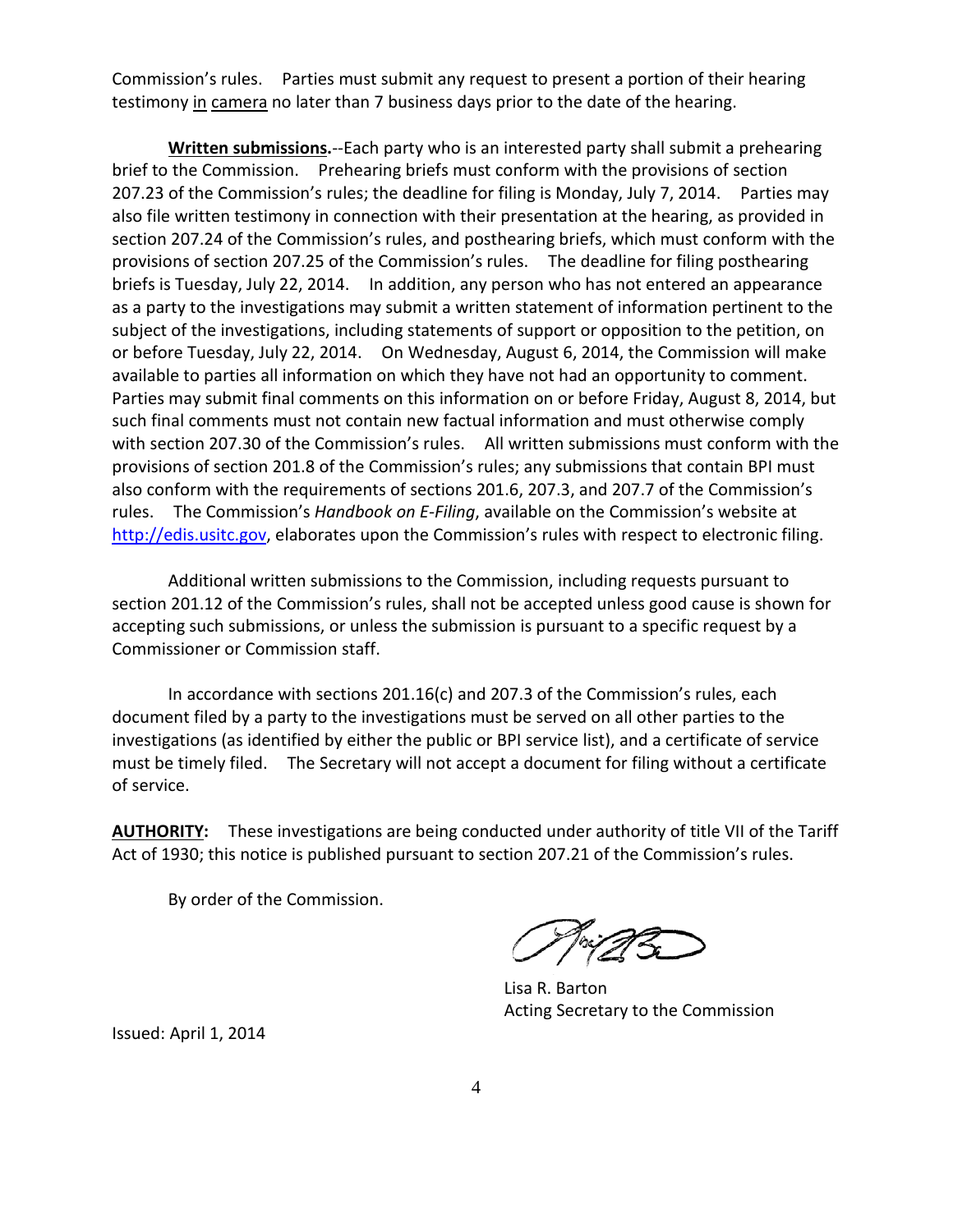Commission's rules. Parties must submit any request to present a portion of their hearing testimony in camera no later than 7 business days prior to the date of the hearing.

**Written submissions.**--Each party who is an interested party shall submit a prehearing brief to the Commission. Prehearing briefs must conform with the provisions of section 207.23 of the Commission's rules; the deadline for filing is Monday, July 7, 2014. Parties may also file written testimony in connection with their presentation at the hearing, as provided in section 207.24 of the Commission's rules, and posthearing briefs, which must conform with the provisions of section 207.25 of the Commission's rules. The deadline for filing posthearing briefs is Tuesday, July 22, 2014. In addition, any person who has not entered an appearance as a party to the investigations may submit a written statement of information pertinent to the subject of the investigations, including statements of support or opposition to the petition, on or before Tuesday, July 22, 2014. On Wednesday, August 6, 2014, the Commission will make available to parties all information on which they have not had an opportunity to comment. Parties may submit final comments on this information on or before Friday, August 8, 2014, but such final comments must not contain new factual information and must otherwise comply with section 207.30 of the Commission's rules. All written submissions must conform with the provisions of section 201.8 of the Commission's rules; any submissions that contain BPI must also conform with the requirements of sections 201.6, 207.3, and 207.7 of the Commission's rules. The Commission's *Handbook on E-Filing*, available on the Commission's website at http://edis.usitc.gov, elaborates upon the Commission's rules with respect to electronic filing.

Additional written submissions to the Commission, including requests pursuant to section 201.12 of the Commission's rules, shall not be accepted unless good cause is shown for accepting such submissions, or unless the submission is pursuant to a specific request by a Commissioner or Commission staff.

In accordance with sections 201.16(c) and 207.3 of the Commission's rules, each document filed by a party to the investigations must be served on all other parties to the investigations (as identified by either the public or BPI service list), and a certificate of service must be timely filed. The Secretary will not accept a document for filing without a certificate of service.

**AUTHORITY:** These investigations are being conducted under authority of title VII of the Tariff Act of 1930; this notice is published pursuant to section 207.21 of the Commission's rules.

By order of the Commission.

Lisa R. Barton
Acting Secretary to the Commission

Issued: April 1, 2014